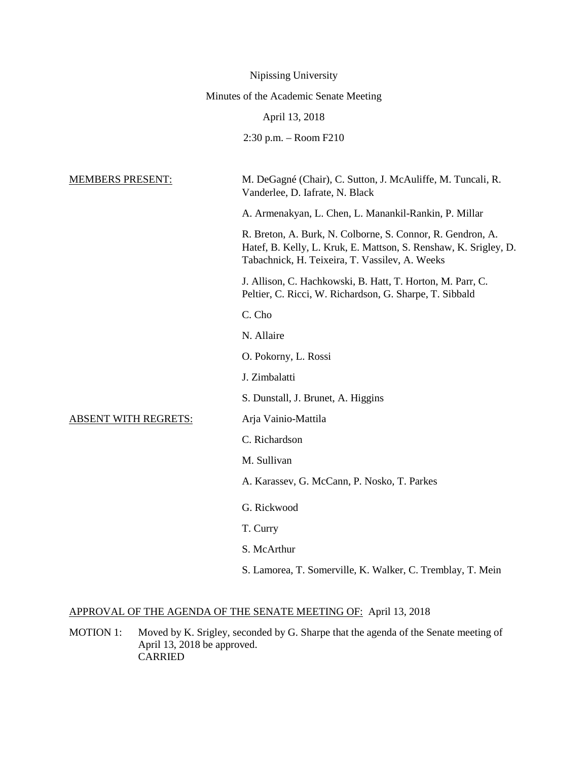Nipissing University

Minutes of the Academic Senate Meeting

April 13, 2018

2:30 p.m. – Room F210

MEMBERS PRESENT:

M. DeGagné (Chair), C. Sutton, J. McAuliffe, M. Tuncali, R. Vanderlee, D. Iafrate, N. Black

A. Armenakyan, L. Chen, L. Manankil-Rankin, P. Millar

R. Breton, A. Burk, N. Colborne, S. Connor, R. Gendron, A. Hatef, B. Kelly, L. Kruk, E. Mattson, S. Renshaw, K. Srigley, D. Tabachnick, H. Teixeira, T. Vassilev, A. Weeks

J. Allison, C. Hachkowski, B. Hatt, T. Horton, M. Parr, C. Peltier, C. Ricci, W. Richardson, G. Sharpe, T. Sibbald

C. Cho

N. Allaire

O. Pokorny, L. Rossi

J. Zimbalatti

S. Dunstall, J. Brunet, A. Higgins

ABSENT WITH REGRETS:

Arja Vainio-Mattila

C. Richardson

M. Sullivan

A. Karassev, G. McCann, P. Nosko, T. Parkes

G. Rickwood

T. Curry

S. McArthur

S. Lamorea, T. Somerville, K. Walker, C. Tremblay, T. Mein

APPROVAL OF THE AGENDA OF THE SENATE MEETING OF: April 13, 2018

MOTION 1: Moved by K. Srigley, seconded by G. Sharpe that the agenda of the Senate meeting of April 13, 2018 be approved.
CARRIED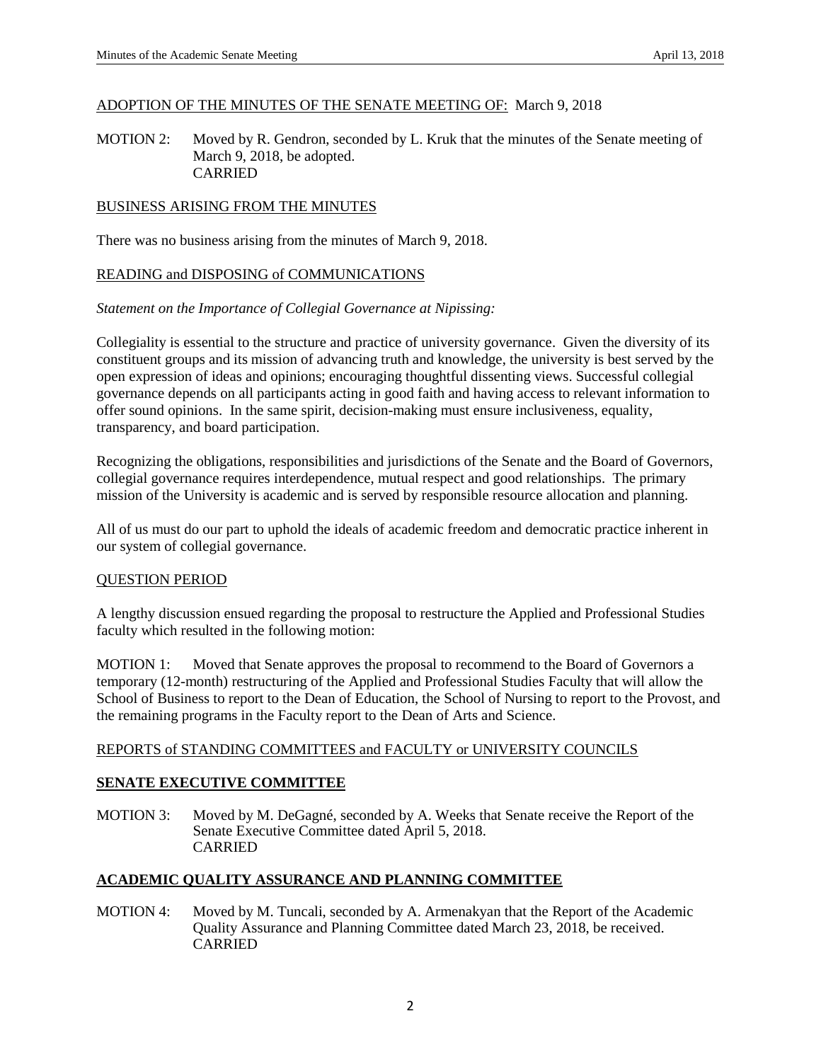ADOPTION OF THE MINUTES OF THE SENATE MEETING OF: March 9, 2018

MOTION 2: Moved by R. Gendron, seconded by L. Kruk that the minutes of the Senate meeting of March 9, 2018, be adopted.
CARRIED

BUSINESS ARISING FROM THE MINUTES

There was no business arising from the minutes of March 9, 2018.

READING and DISPOSING of COMMUNICATIONS

*Statement on the Importance of Collegial Governance at Nipissing:*

Collegiality is essential to the structure and practice of university governance. Given the diversity of its constituent groups and its mission of advancing truth and knowledge, the university is best served by the open expression of ideas and opinions; encouraging thoughtful dissenting views. Successful collegial governance depends on all participants acting in good faith and having access to relevant information to offer sound opinions. In the same spirit, decision-making must ensure inclusiveness, equality, transparency, and board participation.

Recognizing the obligations, responsibilities and jurisdictions of the Senate and the Board of Governors, collegial governance requires interdependence, mutual respect and good relationships. The primary mission of the University is academic and is served by responsible resource allocation and planning.

All of us must do our part to uphold the ideals of academic freedom and democratic practice inherent in our system of collegial governance.

QUESTION PERIOD

A lengthy discussion ensued regarding the proposal to restructure the Applied and Professional Studies faculty which resulted in the following motion:

MOTION 1: Moved that Senate approves the proposal to recommend to the Board of Governors a temporary (12-month) restructuring of the Applied and Professional Studies Faculty that will allow the School of Business to report to the Dean of Education, the School of Nursing to report to the Provost, and the remaining programs in the Faculty report to the Dean of Arts and Science.

REPORTS of STANDING COMMITTEES and FACULTY or UNIVERSITY COUNCILS

**SENATE EXECUTIVE COMMITTEE**

MOTION 3: Moved by M. DeGagné, seconded by A. Weeks that Senate receive the Report of the Senate Executive Committee dated April 5, 2018.
CARRIED

**ACADEMIC QUALITY ASSURANCE AND PLANNING COMMITTEE**

MOTION 4: Moved by M. Tuncali, seconded by A. Armenakyan that the Report of the Academic Quality Assurance and Planning Committee dated March 23, 2018, be received.
CARRIED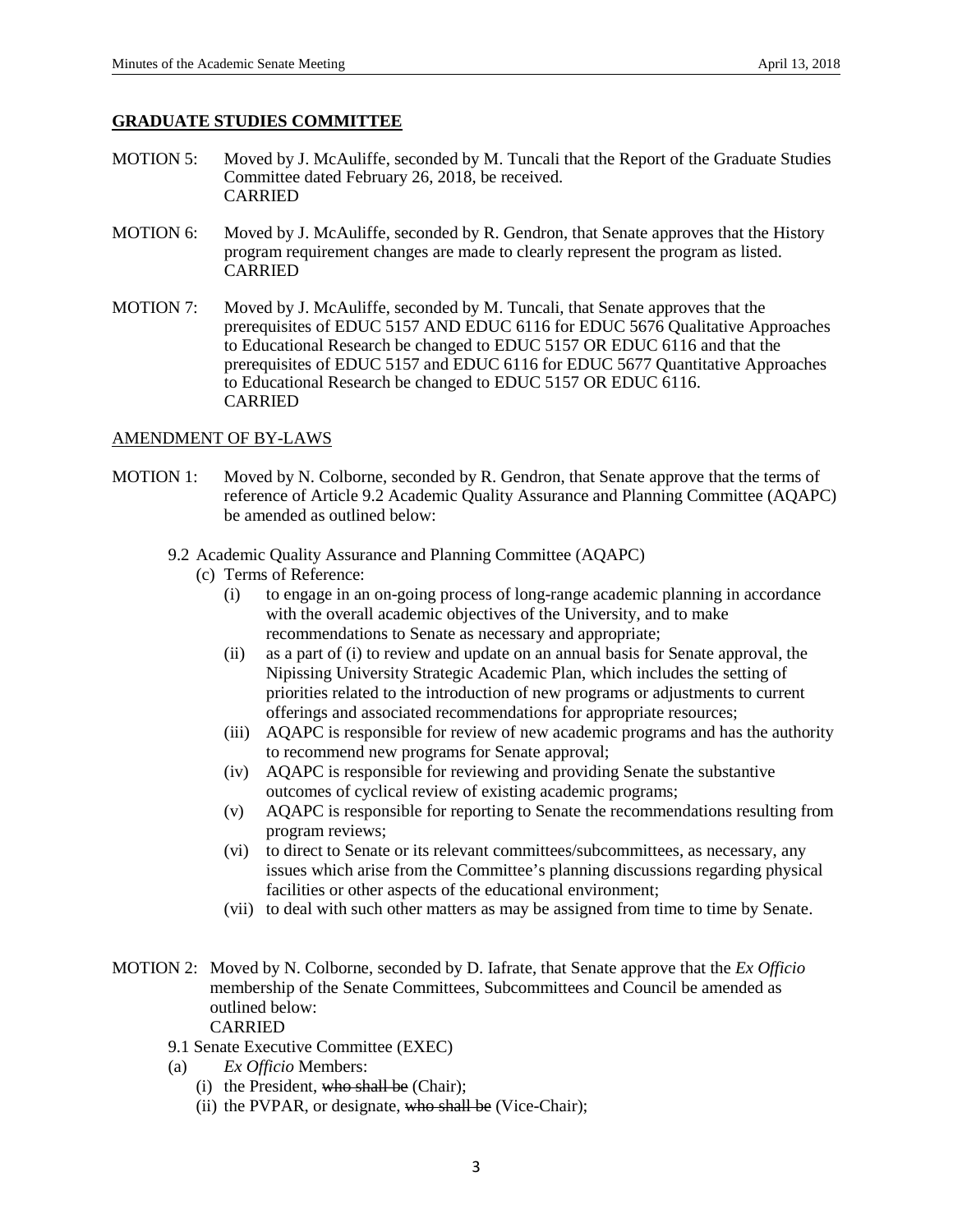## GRADUATE STUDIES COMMITTEE

MOTION 5: Moved by J. McAuliffe, seconded by M. Tuncali that the Report of the Graduate Studies Committee dated February 26, 2018, be received.
CARRIED

MOTION 6: Moved by J. McAuliffe, seconded by R. Gendron, that Senate approves that the History program requirement changes are made to clearly represent the program as listed.
CARRIED

MOTION 7: Moved by J. McAuliffe, seconded by M. Tuncali, that Senate approves that the prerequisites of EDUC 5157 AND EDUC 6116 for EDUC 5676 Qualitative Approaches to Educational Research be changed to EDUC 5157 OR EDUC 6116 and that the prerequisites of EDUC 5157 and EDUC 6116 for EDUC 5677 Quantitative Approaches to Educational Research be changed to EDUC 5157 OR EDUC 6116.
CARRIED

AMENDMENT OF BY-LAWS

MOTION 1: Moved by N. Colborne, seconded by R. Gendron, that Senate approve that the terms of reference of Article 9.2 Academic Quality Assurance and Planning Committee (AQAPC) be amended as outlined below:

9.2 Academic Quality Assurance and Planning Committee (AQAPC)

(c) Terms of Reference:

(i) to engage in an on-going process of long-range academic planning in accordance with the overall academic objectives of the University, and to make recommendations to Senate as necessary and appropriate;

(ii) as a part of (i) to review and update on an annual basis for Senate approval, the Nipissing University Strategic Academic Plan, which includes the setting of priorities related to the introduction of new programs or adjustments to current offerings and associated recommendations for appropriate resources;

(iii) AQAPC is responsible for review of new academic programs and has the authority to recommend new programs for Senate approval;

(iv) AQAPC is responsible for reviewing and providing Senate the substantive outcomes of cyclical review of existing academic programs;

(v) AQAPC is responsible for reporting to Senate the recommendations resulting from program reviews;

(vi) to direct to Senate or its relevant committees/subcommittees, as necessary, any issues which arise from the Committee's planning discussions regarding physical facilities or other aspects of the educational environment;

(vii) to deal with such other matters as may be assigned from time to time by Senate.

MOTION 2: Moved by N. Colborne, seconded by D. Iafrate, that Senate approve that the *Ex Officio* membership of the Senate Committees, Subcommittees and Council be amended as outlined below:
CARRIED

9.1 Senate Executive Committee (EXEC)

(a) *Ex Officio* Members:

(i) the President, ~~who shall be~~ (Chair);

(ii) the PVPAR, or designate, ~~who shall be~~ (Vice-Chair);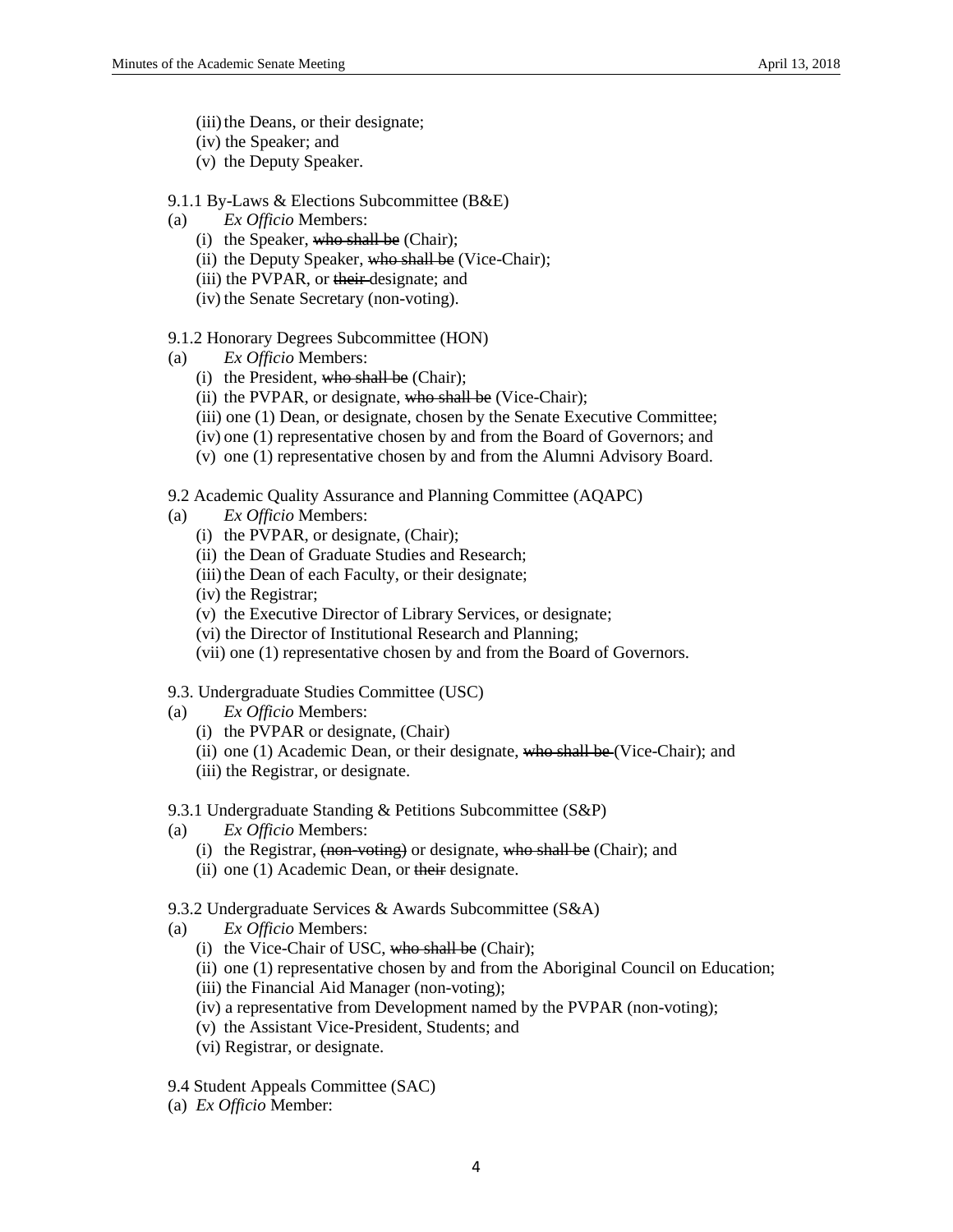(iii) the Deans, or their designate;
(iv) the Speaker; and
(v) the Deputy Speaker.

9.1.1 By-Laws & Elections Subcommittee (B&E)

(a) *Ex Officio* Members:
(i) the Speaker, ~~who shall be~~ (Chair);
(ii) the Deputy Speaker, ~~who shall be~~ (Vice-Chair);
(iii) the PVPAR, or ~~their~~ designate; and
(iv) the Senate Secretary (non-voting).

9.1.2 Honorary Degrees Subcommittee (HON)

(a) *Ex Officio* Members:
(i) the President, ~~who shall be~~ (Chair);
(ii) the PVPAR, or designate, ~~who shall be~~ (Vice-Chair);
(iii) one (1) Dean, or designate, chosen by the Senate Executive Committee;
(iv) one (1) representative chosen by and from the Board of Governors; and
(v) one (1) representative chosen by and from the Alumni Advisory Board.

9.2 Academic Quality Assurance and Planning Committee (AQAPC)

(a) *Ex Officio* Members:
(i) the PVPAR, or designate, (Chair);
(ii) the Dean of Graduate Studies and Research;
(iii) the Dean of each Faculty, or their designate;
(iv) the Registrar;
(v) the Executive Director of Library Services, or designate;
(vi) the Director of Institutional Research and Planning;
(vii) one (1) representative chosen by and from the Board of Governors.

9.3. Undergraduate Studies Committee (USC)

(a) *Ex Officio* Members:
(i) the PVPAR or designate, (Chair)
(ii) one (1) Academic Dean, or their designate, ~~who shall be~~ (Vice-Chair); and
(iii) the Registrar, or designate.

9.3.1 Undergraduate Standing & Petitions Subcommittee (S&P)

(a) *Ex Officio* Members:
(i) the Registrar, ~~(non-voting)~~ or designate, ~~who shall be~~ (Chair); and
(ii) one (1) Academic Dean, or ~~their~~ designate.

9.3.2 Undergraduate Services & Awards Subcommittee (S&A)

(a) *Ex Officio* Members:
(i) the Vice-Chair of USC, ~~who shall be~~ (Chair);
(ii) one (1) representative chosen by and from the Aboriginal Council on Education;
(iii) the Financial Aid Manager (non-voting);
(iv) a representative from Development named by the PVPAR (non-voting);
(v) the Assistant Vice-President, Students; and
(vi) Registrar, or designate.

9.4 Student Appeals Committee (SAC)

(a) *Ex Officio* Member: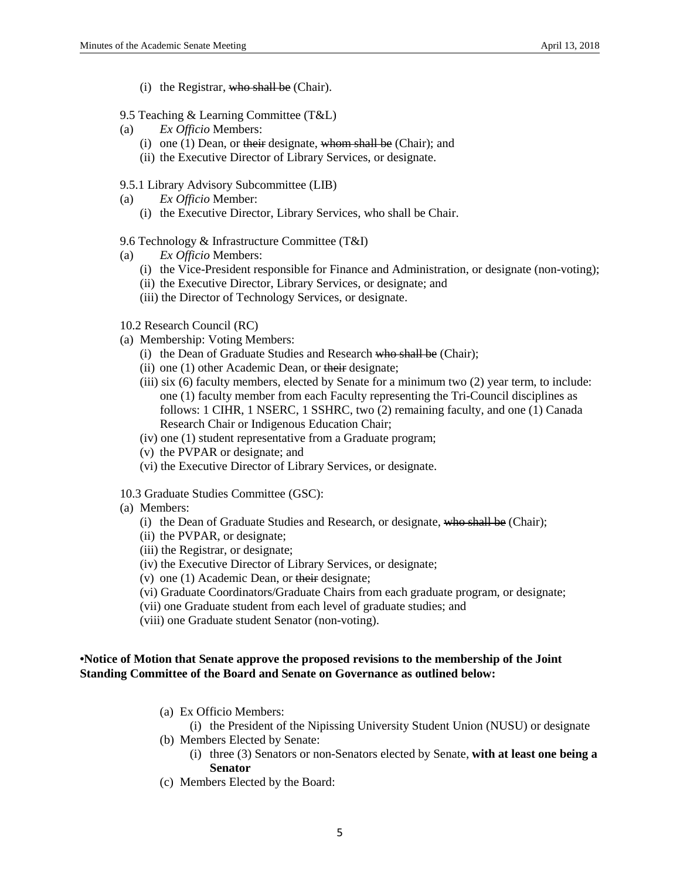(i) the Registrar, ~~who shall be~~ (Chair).

9.5 Teaching & Learning Committee (T&L)

(a) *Ex Officio* Members:

  (i) one (1) Dean, or ~~their~~ designate, ~~whom shall be~~ (Chair); and
  (ii) the Executive Director of Library Services, or designate.

9.5.1 Library Advisory Subcommittee (LIB)

(a) *Ex Officio* Member:

  (i) the Executive Director, Library Services, who shall be Chair.

9.6 Technology & Infrastructure Committee (T&I)

(a) *Ex Officio* Members:

  (i) the Vice-President responsible for Finance and Administration, or designate (non-voting);
  (ii) the Executive Director, Library Services, or designate; and
  (iii) the Director of Technology Services, or designate.

10.2 Research Council (RC)

(a) Membership: Voting Members:

  (i) the Dean of Graduate Studies and Research ~~who shall be~~ (Chair);
  (ii) one (1) other Academic Dean, or ~~their~~ designate;
  (iii) six (6) faculty members, elected by Senate for a minimum two (2) year term, to include: one (1) faculty member from each Faculty representing the Tri-Council disciplines as follows: 1 CIHR, 1 NSERC, 1 SSHRC, two (2) remaining faculty, and one (1) Canada Research Chair or Indigenous Education Chair;
  (iv) one (1) student representative from a Graduate program;
  (v) the PVPAR or designate; and
  (vi) the Executive Director of Library Services, or designate.

10.3 Graduate Studies Committee (GSC):

(a) Members:

  (i) the Dean of Graduate Studies and Research, or designate, ~~who shall be~~ (Chair);
  (ii) the PVPAR, or designate;
  (iii) the Registrar, or designate;
  (iv) the Executive Director of Library Services, or designate;
  (v) one (1) Academic Dean, or ~~their~~ designate;
  (vi) Graduate Coordinators/Graduate Chairs from each graduate program, or designate;
  (vii) one Graduate student from each level of graduate studies; and
  (viii) one Graduate student Senator (non-voting).

**•Notice of Motion that Senate approve the proposed revisions to the membership of the Joint Standing Committee of the Board and Senate on Governance as outlined below:**

(a) Ex Officio Members:

  (i) the President of the Nipissing University Student Union (NUSU) or designate

(b) Members Elected by Senate:

  (i) three (3) Senators or non-Senators elected by Senate, **with at least one being a Senator**

(c) Members Elected by the Board: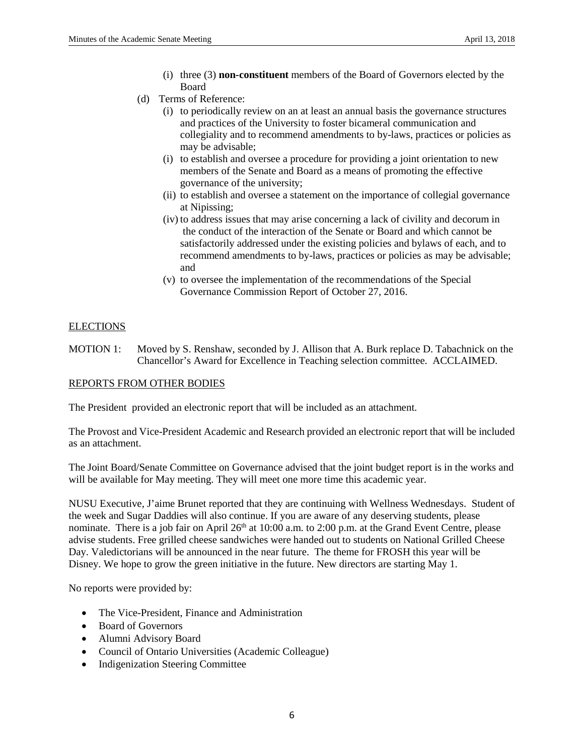(i) three (3) **non-constituent** members of the Board of Governors elected by the Board

(d) Terms of Reference:

(i) to periodically review on an at least an annual basis the governance structures and practices of the University to foster bicameral communication and collegiality and to recommend amendments to by-laws, practices or policies as may be advisable;

(i) to establish and oversee a procedure for providing a joint orientation to new members of the Senate and Board as a means of promoting the effective governance of the university;

(ii) to establish and oversee a statement on the importance of collegial governance at Nipissing;

(iv) to address issues that may arise concerning a lack of civility and decorum in the conduct of the interaction of the Senate or Board and which cannot be satisfactorily addressed under the existing policies and bylaws of each, and to recommend amendments to by-laws, practices or policies as may be advisable; and

(v) to oversee the implementation of the recommendations of the Special Governance Commission Report of October 27, 2016.

ELECTIONS

MOTION 1: Moved by S. Renshaw, seconded by J. Allison that A. Burk replace D. Tabachnick on the Chancellor's Award for Excellence in Teaching selection committee. ACCLAIMED.

REPORTS FROM OTHER BODIES

The President provided an electronic report that will be included as an attachment.

The Provost and Vice-President Academic and Research provided an electronic report that will be included as an attachment.

The Joint Board/Senate Committee on Governance advised that the joint budget report is in the works and will be available for May meeting. They will meet one more time this academic year.

NUSU Executive, J'aime Brunet reported that they are continuing with Wellness Wednesdays. Student of the week and Sugar Daddies will also continue. If you are aware of any deserving students, please nominate. There is a job fair on April 26th at 10:00 a.m. to 2:00 p.m. at the Grand Event Centre, please advise students. Free grilled cheese sandwiches were handed out to students on National Grilled Cheese Day. Valedictorians will be announced in the near future. The theme for FROSH this year will be Disney. We hope to grow the green initiative in the future. New directors are starting May 1.

No reports were provided by:

- The Vice-President, Finance and Administration
- Board of Governors
- Alumni Advisory Board
- Council of Ontario Universities (Academic Colleague)
- Indigenization Steering Committee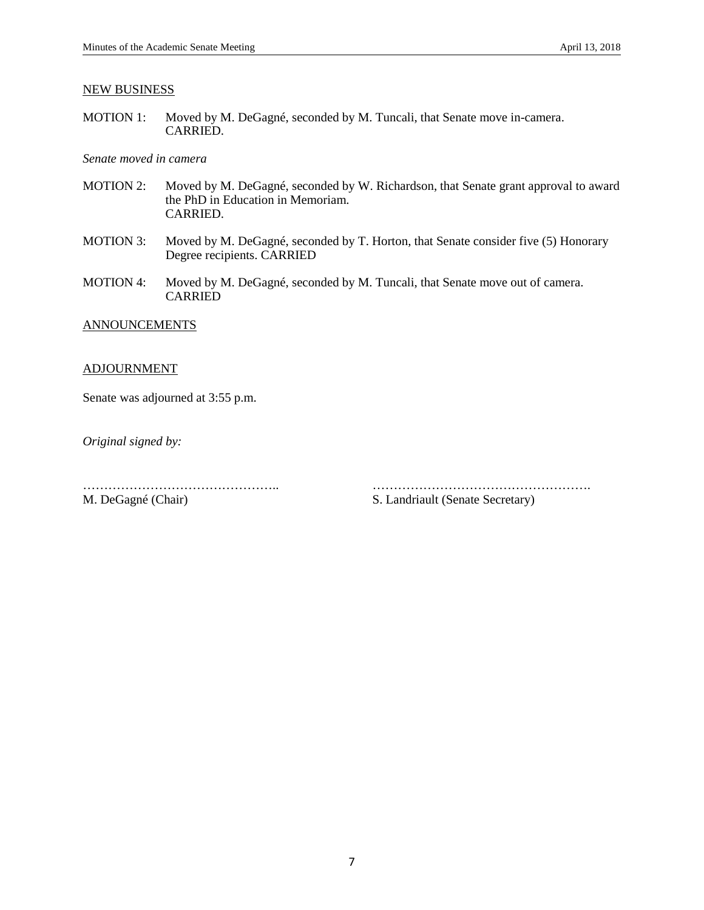## NEW BUSINESS

MOTION 1: Moved by M. DeGagné, seconded by M. Tuncali, that Senate move in-camera. CARRIED.

*Senate moved in camera*

MOTION 2: Moved by M. DeGagné, seconded by W. Richardson, that Senate grant approval to award the PhD in Education in Memoriam. CARRIED.

MOTION 3: Moved by M. DeGagné, seconded by T. Horton, that Senate consider five (5) Honorary Degree recipients. CARRIED

MOTION 4: Moved by M. DeGagné, seconded by M. Tuncali, that Senate move out of camera. CARRIED

## ANNOUNCEMENTS

## ADJOURNMENT

Senate was adjourned at 3:55 p.m.

*Original signed by:*

……………………………………..
M. DeGagné (Chair)

…………………………………………….
S. Landriault (Senate Secretary)